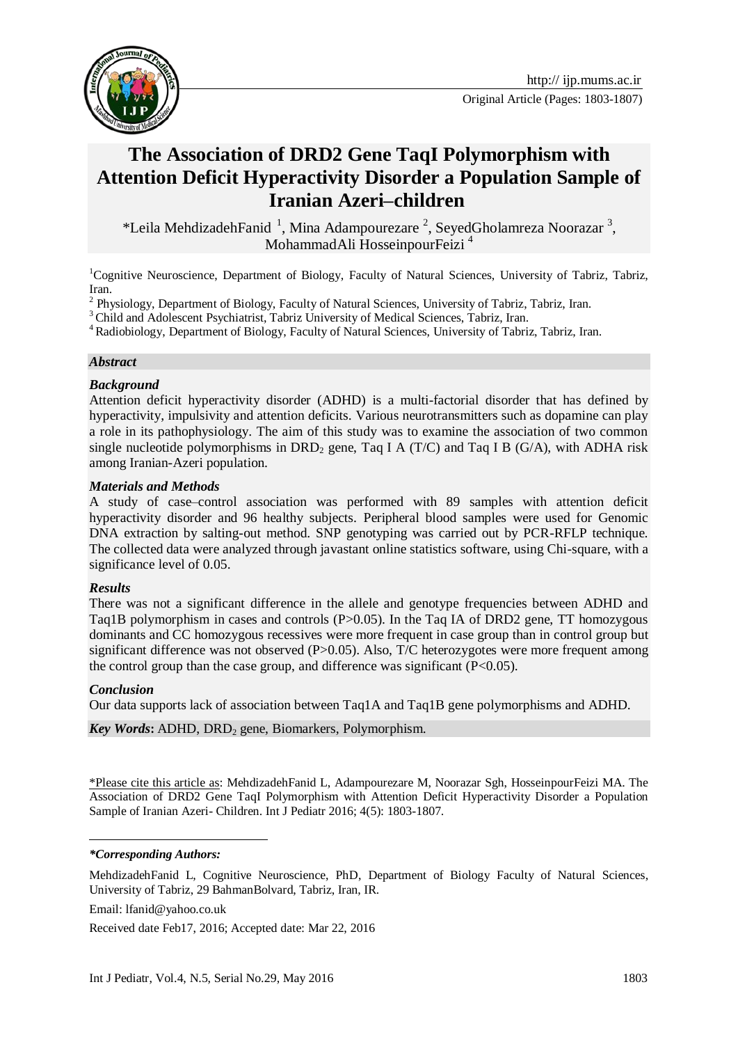# The Association of DRD2 Gene TaqI Polymorphism with Attention Deficit Hyperactivity Disorder a Population Sample of Iranian Azeri–children

*Leila MehdizadehFanid [1], Mina Adampourezare [2], SeyedGholamreza Noorazar [3], MohammadAli HosseinpourFeizi [4]

[1]Cognitive Neuroscience, Department of Biology, Faculty of Natural Sciences, University of Tabriz, Tabriz, Iran.

[2] Physiology, Department of Biology, Faculty of Natural Sciences, University of Tabriz, Tabriz, Iran.

[3] Child and Adolescent Psychiatrist, Tabriz University of Medical Sciences, Tabriz, Iran.

[4] Radiobiology, Department of Biology, Faculty of Natural Sciences, University of Tabriz, Tabriz, Iran.

***Abstract***

***Background***

Attention deficit hyperactivity disorder (ADHD) is a multi-factorial disorder that has defined by hyperactivity, impulsivity and attention deficits. Various neurotransmitters such as dopamine can play a role in its pathophysiology. The aim of this study was to examine the association of two common single nucleotide polymorphisms in $DRD_2$ gene, Taq I A (T/C) and Taq I B (G/A), with ADHA risk among Iranian-Azeri population.

***Materials and Methods***

A study of case–control association was performed with 89 samples with attention deficit hyperactivity disorder and 96 healthy subjects. Peripheral blood samples were used for Genomic DNA extraction by salting-out method. SNP genotyping was carried out by PCR-RFLP technique. The collected data were analyzed through javastant online statistics software, using Chi-square, with a significance level of 0.05.

***Results***

There was not a significant difference in the allele and genotype frequencies between ADHD and Taq1B polymorphism in cases and controls (P>0.05). In the Taq IA of DRD2 gene, TT homozygous dominants and CC homozygous recessives were more frequent in case group than in control group but significant difference was not observed (P>0.05). Also, T/C heterozygotes were more frequent among the control group than the case group, and difference was significant (P<0.05).

***Conclusion***

Our data supports lack of association between Taq1A and Taq1B gene polymorphisms and ADHD.

***Key Words*:** ADHD, $DRD_2$ gene, Biomarkers, Polymorphism.

\*Please cite this article as: MehdizadehFanid L, Adampourezare M, Noorazar Sgh, HosseinpourFeizi MA. The Association of DRD2 Gene TaqI Polymorphism with Attention Deficit Hyperactivity Disorder a Population Sample of Iranian Azeri- Children. Int J Pediatr 2016; 4(5): 1803-1807.

***\*Corresponding Authors:***

MehdizadehFanid L, Cognitive Neuroscience, PhD, Department of Biology Faculty of Natural Sciences, University of Tabriz, 29 BahmanBolvard, Tabriz, Iran, IR.

Email: lfanid@yahoo.co.uk

Received date Feb17, 2016; Accepted date: Mar 22, 2016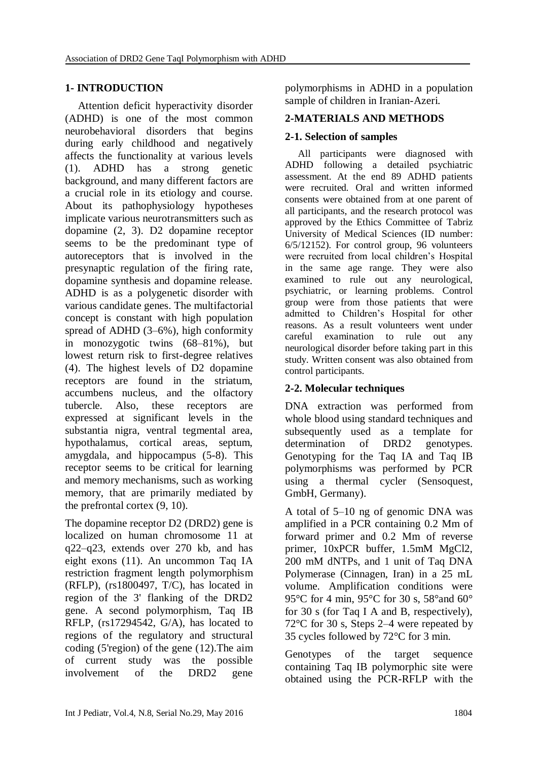## 1- INTRODUCTION

Attention deficit hyperactivity disorder (ADHD) is one of the most common neurobehavioral disorders that begins during early childhood and negatively affects the functionality at various levels (1). ADHD has a strong genetic background, and many different factors are a crucial role in its etiology and course. About its pathophysiology hypotheses implicate various neurotransmitters such as dopamine (2, 3). D2 dopamine receptor seems to be the predominant type of autoreceptors that is involved in the presynaptic regulation of the firing rate, dopamine synthesis and dopamine release. ADHD is as a polygenetic disorder with various candidate genes. The multifactorial concept is constant with high population spread of ADHD (3–6%), high conformity in monozygotic twins (68–81%), but lowest return risk to first-degree relatives (4). The highest levels of D2 dopamine receptors are found in the striatum, accumbens nucleus, and the olfactory tubercle. Also, these receptors are expressed at significant levels in the substantia nigra, ventral tegmental area, hypothalamus, cortical areas, septum, amygdala, and hippocampus (5-8). This receptor seems to be critical for learning and memory mechanisms, such as working memory, that are primarily mediated by the prefrontal cortex (9, 10).

The dopamine receptor D2 (DRD2) gene is localized on human chromosome 11 at q22–q23, extends over 270 kb, and has eight exons (11). An uncommon Taq IA restriction fragment length polymorphism (RFLP), (rs1800497, T/C), has located in region of the 3' flanking of the DRD2 gene. A second polymorphism, Taq IB RFLP, (rs17294542, G/A), has located to regions of the regulatory and structural coding (5'region) of the gene (12).The aim of current study was the possible involvement of the DRD2 gene polymorphisms in ADHD in a population sample of children in Iranian-Azeri.

## 2-MATERIALS AND METHODS

### 2-1. Selection of samples

All participants were diagnosed with ADHD following a detailed psychiatric assessment. At the end 89 ADHD patients were recruited. Oral and written informed consents were obtained from at one parent of all participants, and the research protocol was approved by the Ethics Committee of Tabriz University of Medical Sciences (ID number: 6/5/12152). For control group, 96 volunteers were recruited from local children's Hospital in the same age range. They were also examined to rule out any neurological, psychiatric, or learning problems. Control group were from those patients that were admitted to Children's Hospital for other reasons. As a result volunteers went under careful examination to rule out any neurological disorder before taking part in this study. Written consent was also obtained from control participants.

### 2-2. Molecular techniques

DNA extraction was performed from whole blood using standard techniques and subsequently used as a template for determination of DRD2 genotypes. Genotyping for the Taq IA and Taq IB polymorphisms was performed by PCR using a thermal cycler (Sensoquest, GmbH, Germany).

A total of 5–10 ng of genomic DNA was amplified in a PCR containing 0.2 Mm of forward primer and 0.2 Mm of reverse primer, 10xPCR buffer, 1.5mM $MgCl_2$, 200 mM dNTPs, and 1 unit of Taq DNA Polymerase (Cinnagen, Iran) in a 25 mL volume. Amplification conditions were 95°C for 4 min, 95°C for 30 s, 58°and 60° for 30 s (for Taq I A and B, respectively), 72°C for 30 s, Steps 2–4 were repeated by 35 cycles followed by 72°C for 3 min.

Genotypes of the target sequence containing Taq IB polymorphic site were obtained using the PCR-RFLP with the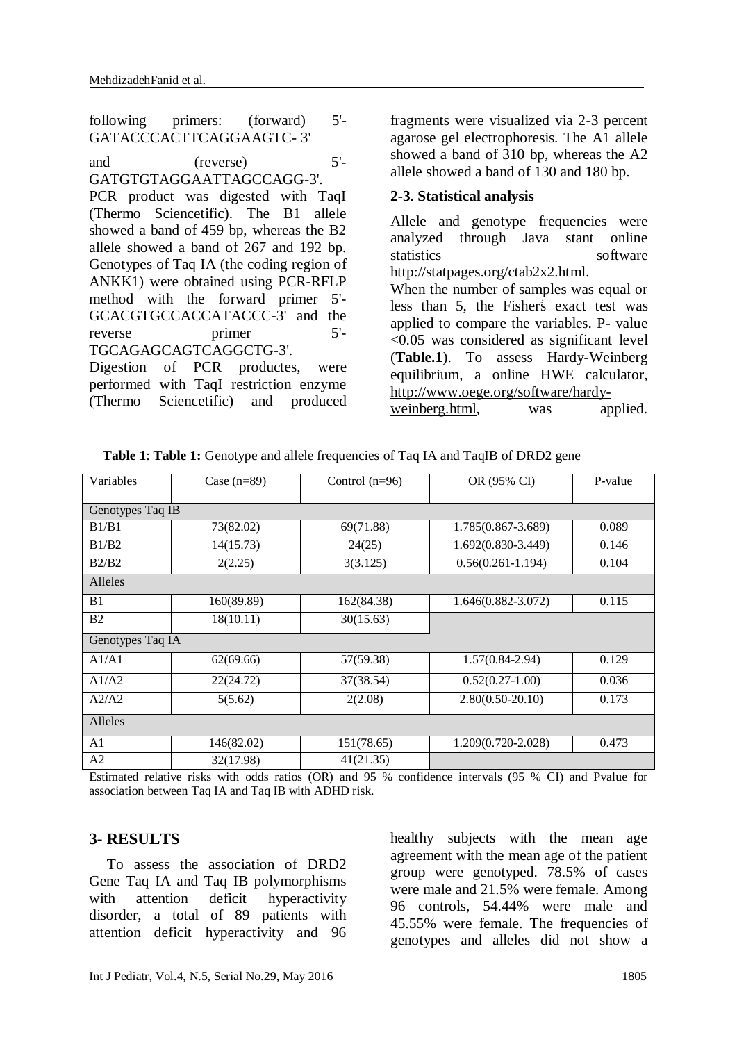following primers: (forward) 5'-GATACCCACTTCAGGAAGTC- 3'

and (reverse) 5'-GATGTGTAGGAATTAGCCAGG-3'. PCR product was digested with TaqI (Thermo Sciencetific). The B1 allele showed a band of 459 bp, whereas the B2 allele showed a band of 267 and 192 bp. Genotypes of Taq IA (the coding region of ANKK1) were obtained using PCR-RFLP method with the forward primer 5'-GCACGTGCCACCATACCC-3' and the reverse primer 5'-TGCAGAGCAGTCAGGCTG-3'.
Digestion of PCR productes, were performed with TaqI restriction enzyme (Thermo Sciencetific) and produced fragments were visualized via 2-3 percent agarose gel electrophoresis. The A1 allele showed a band of 310 bp, whereas the A2 allele showed a band of 130 and 180 bp.

### 2-3. Statistical analysis

Allele and genotype frequencies were analyzed through Java stant online statistics software http://statpages.org/ctab2x2.html.
When the number of samples was equal or less than 5, the Fisher's exact test was applied to compare the variables. P- value <0.05 was considered as significant level (**Table.1**). To assess Hardy-Weinberg equilibrium, a online HWE calculator, http://www.oege.org/software/hardy-weinberg.html, was applied.

**Table 1**: **Table 1:** Genotype and allele frequencies of Taq IA and TaqIB of DRD2 gene

| Variables | Case (n=89) | Control (n=96) | OR (95% CI) | P-value |
|---|---|---|---|---|
| Genotypes Taq IB | | | | |
| B1/B1 | 73(82.02) | 69(71.88) | 1.785(0.867-3.689) | 0.089 |
| B1/B2 | 14(15.73) | 24(25) | 1.692(0.830-3.449) | 0.146 |
| B2/B2 | 2(2.25) | 3(3.125) | 0.56(0.261-1.194) | 0.104 |
| Alleles | | | | |
| B1 | 160(89.89) | 162(84.38) | 1.646(0.882-3.072) | 0.115 |
| B2 | 18(10.11) | 30(15.63) | | |
| Genotypes Taq IA | | | | |
| A1/A1 | 62(69.66) | 57(59.38) | 1.57(0.84-2.94) | 0.129 |
| A1/A2 | 22(24.72) | 37(38.54) | 0.52(0.27-1.00) | 0.036 |
| A2/A2 | 5(5.62) | 2(2.08) | 2.80(0.50-20.10) | 0.173 |
| Alleles | | | | |
| A1 | 146(82.02) | 151(78.65) | 1.209(0.720-2.028) | 0.473 |
| A2 | 32(17.98) | 41(21.35) | | |

Estimated relative risks with odds ratios (OR) and 95 % confidence intervals (95 % CI) and Pvalue for association between Taq IA and Taq IB with ADHD risk.

## 3- RESULTS

To assess the association of DRD2 Gene Taq IA and Taq IB polymorphisms with attention deficit hyperactivity disorder, a total of 89 patients with attention deficit hyperactivity and 96 healthy subjects with the mean age agreement with the mean age of the patient group were genotyped. 78.5% of cases were male and 21.5% were female. Among 96 controls, 54.44% were male and 45.55% were female. The frequencies of genotypes and alleles did not show a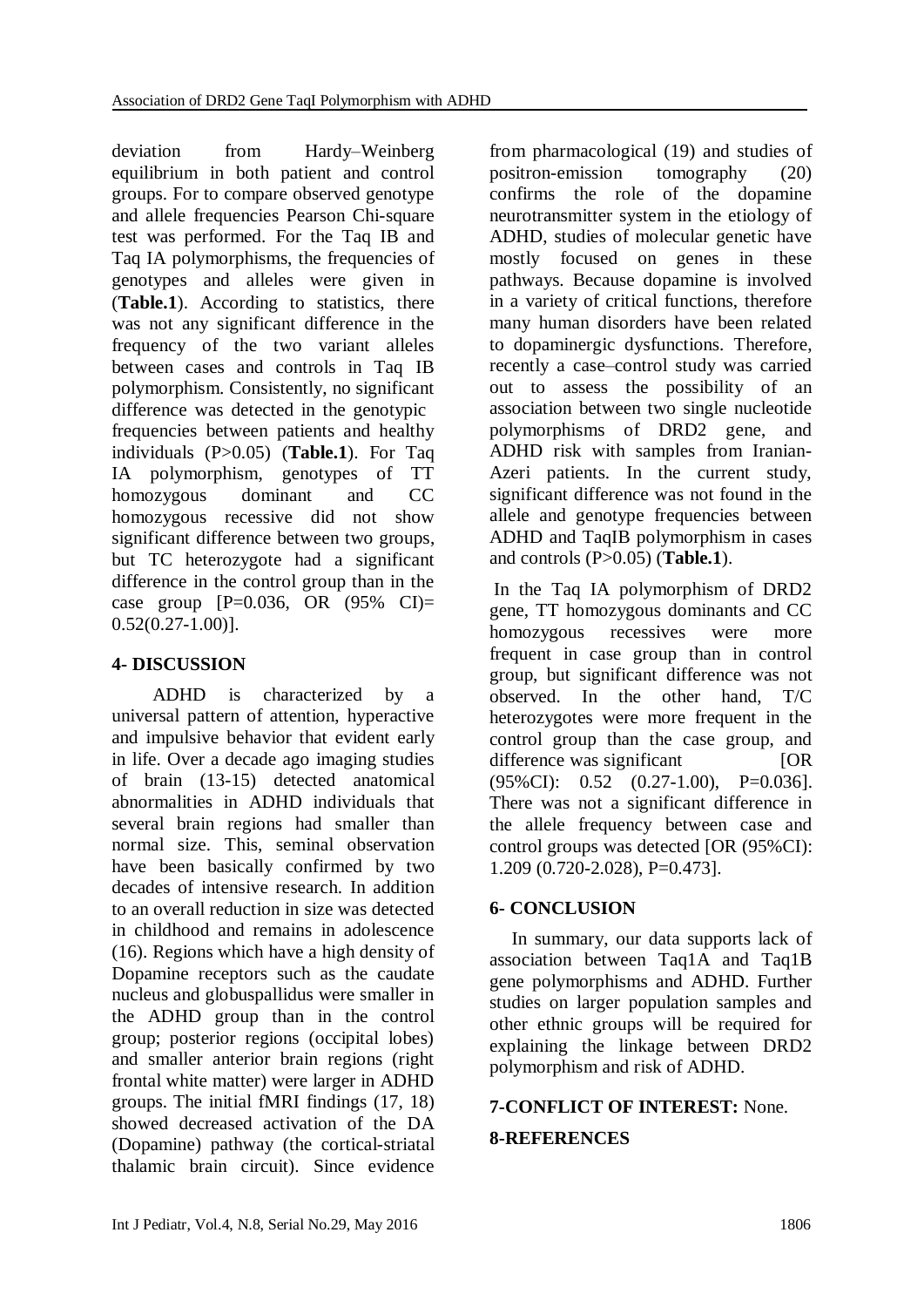deviation from Hardy–Weinberg equilibrium in both patient and control groups. For to compare observed genotype and allele frequencies Pearson Chi-square test was performed. For the Taq IB and Taq IA polymorphisms, the frequencies of genotypes and alleles were given in (**Table.1**). According to statistics, there was not any significant difference in the frequency of the two variant alleles between cases and controls in Taq IB polymorphism. Consistently, no significant difference was detected in the genotypic frequencies between patients and healthy individuals (P>0.05) (**Table.1**). For Taq IA polymorphism, genotypes of TT homozygous dominant and CC homozygous recessive did not show significant difference between two groups, but TC heterozygote had a significant difference in the control group than in the case group [P=0.036, OR (95% CI)= 0.52(0.27-1.00)].

## 4- DISCUSSION

ADHD is characterized by a universal pattern of attention, hyperactive and impulsive behavior that evident early in life. Over a decade ago imaging studies of brain (13-15) detected anatomical abnormalities in ADHD individuals that several brain regions had smaller than normal size. This, seminal observation have been basically confirmed by two decades of intensive research. In addition to an overall reduction in size was detected in childhood and remains in adolescence (16). Regions which have a high density of Dopamine receptors such as the caudate nucleus and globuspallidus were smaller in the ADHD group than in the control group; posterior regions (occipital lobes) and smaller anterior brain regions (right frontal white matter) were larger in ADHD groups. The initial fMRI findings (17, 18) showed decreased activation of the DA (Dopamine) pathway (the cortical-striatal thalamic brain circuit). Since evidence from pharmacological (19) and studies of positron-emission tomography (20) confirms the role of the dopamine neurotransmitter system in the etiology of ADHD, studies of molecular genetic have mostly focused on genes in these pathways. Because dopamine is involved in a variety of critical functions, therefore many human disorders have been related to dopaminergic dysfunctions. Therefore, recently a case–control study was carried out to assess the possibility of an association between two single nucleotide polymorphisms of DRD2 gene, and ADHD risk with samples from Iranian-Azeri patients. In the current study, significant difference was not found in the allele and genotype frequencies between ADHD and TaqIB polymorphism in cases and controls (P>0.05) (**Table.1**).

In the Taq IA polymorphism of DRD2 gene, TT homozygous dominants and CC homozygous recessives were more frequent in case group than in control group, but significant difference was not observed. In the other hand, T/C heterozygotes were more frequent in the control group than the case group, and difference was significant [OR (95%CI): 0.52 (0.27-1.00), P=0.036]. There was not a significant difference in the allele frequency between case and control groups was detected [OR (95%CI): 1.209 (0.720-2.028), P=0.473].

## 6- CONCLUSION

In summary, our data supports lack of association between Taq1A and Taq1B gene polymorphisms and ADHD. Further studies on larger population samples and other ethnic groups will be required for explaining the linkage between DRD2 polymorphism and risk of ADHD.

## 7-CONFLICT OF INTEREST: None.

## 8-REFERENCES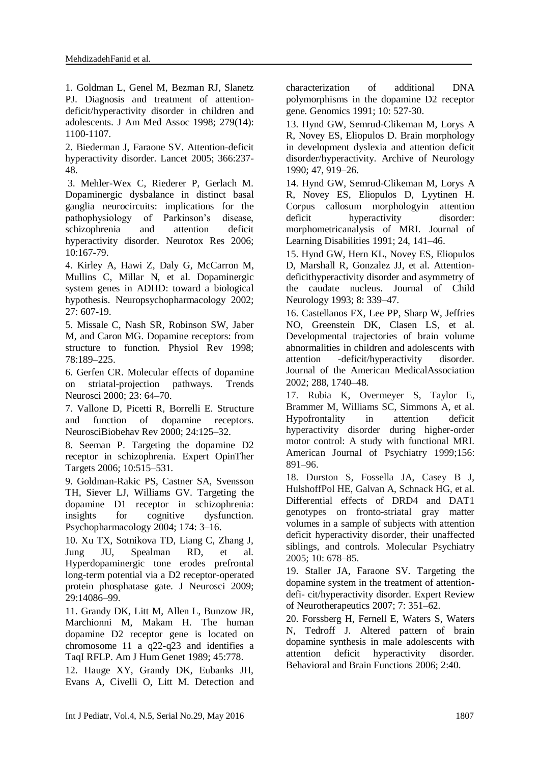1. Goldman L, Genel M, Bezman RJ, Slanetz PJ. Diagnosis and treatment of attention-deficit/hyperactivity disorder in children and adolescents. J Am Med Assoc 1998; 279(14): 1100-1107.

2. Biederman J, Faraone SV. Attention-deficit hyperactivity disorder. Lancet 2005; 366:237-48.

3. Mehler-Wex C, Riederer P, Gerlach M. Dopaminergic dysbalance in distinct basal ganglia neurocircuits: implications for the pathophysiology of Parkinson's disease, schizophrenia and attention deficit hyperactivity disorder. Neurotox Res 2006; 10:167-79.

4. Kirley A, Hawi Z, Daly G, McCarron M, Mullins C, Millar N, et al. Dopaminergic system genes in ADHD: toward a biological hypothesis. Neuropsychopharmacology 2002; 27: 607-19.

5. Missale C, Nash SR, Robinson SW, Jaber M, and Caron MG. Dopamine receptors: from structure to function. Physiol Rev 1998; 78:189–225.

6. Gerfen CR. Molecular effects of dopamine on striatal-projection pathways. Trends Neurosci 2000; 23: 64–70.

7. Vallone D, Picetti R, Borrelli E. Structure and function of dopamine receptors. NeurosciBiobehav Rev 2000; 24:125–32.

8. Seeman P. Targeting the dopamine D2 receptor in schizophrenia. Expert OpinTher Targets 2006; 10:515–531.

9. Goldman-Rakic PS, Castner SA, Svensson TH, Siever LJ, Williams GV. Targeting the dopamine D1 receptor in schizophrenia: insights for cognitive dysfunction. Psychopharmacology 2004; 174: 3–16.

10. Xu TX, Sotnikova TD, Liang C, Zhang J, Jung JU, Spealman RD, et al. Hyperdopaminergic tone erodes prefrontal long-term potential via a D2 receptor-operated protein phosphatase gate. J Neurosci 2009; 29:14086–99.

11. Grandy DK, Litt M, Allen L, Bunzow JR, Marchionni M, Makam H. The human dopamine D2 receptor gene is located on chromosome 11 a q22-q23 and identifies a TaqI RFLP. Am J Hum Genet 1989; 45:778.

12. Hauge XY, Grandy DK, Eubanks JH, Evans A, Civelli O, Litt M. Detection and characterization of additional DNA polymorphisms in the dopamine D2 receptor gene. Genomics 1991; 10: 527-30.

13. Hynd GW, Semrud-Clikeman M, Lorys A R, Novey ES, Eliopulos D. Brain morphology in development dyslexia and attention deficit disorder/hyperactivity. Archive of Neurology 1990; 47, 919–26.

14. Hynd GW, Semrud-Clikeman M, Lorys A R, Novey ES, Eliopulos D, Lyytinen H. Corpus callosum morphologyin attention deficit hyperactivity disorder: morphometricanalysis of MRI. Journal of Learning Disabilities 1991; 24, 141–46.

15. Hynd GW, Hern KL, Novey ES, Eliopulos D, Marshall R, Gonzalez JJ, et al. Attention-deficithyperactivity disorder and asymmetry of the caudate nucleus. Journal of Child Neurology 1993; 8: 339–47.

16. Castellanos FX, Lee PP, Sharp W, Jeffries NO, Greenstein DK, Clasen LS, et al. Developmental trajectories of brain volume abnormalities in children and adolescents with attention -deficit/hyperactivity disorder. Journal of the American MedicalAssociation 2002; 288, 1740–48.

17. Rubia K, Overmeyer S, Taylor E, Brammer M, Williams SC, Simmons A, et al. Hypofrontality in attention deficit hyperactivity disorder during higher-order motor control: A study with functional MRI. American Journal of Psychiatry 1999;156: 891–96.

18. Durston S, Fossella JA, Casey B J, HulshoffPol HE, Galvan A, Schnack HG, et al. Differential effects of DRD4 and DAT1 genotypes on fronto-striatal gray matter volumes in a sample of subjects with attention deficit hyperactivity disorder, their unaffected siblings, and controls. Molecular Psychiatry 2005; 10: 678–85.

19. Staller JA, Faraone SV. Targeting the dopamine system in the treatment of attention-defi- cit/hyperactivity disorder. Expert Review of Neurotherapeutics 2007; 7: 351–62.

20. Forssberg H, Fernell E, Waters S, Waters N, Tedroff J. Altered pattern of brain dopamine synthesis in male adolescents with attention deficit hyperactivity disorder. Behavioral and Brain Functions 2006; 2:40.